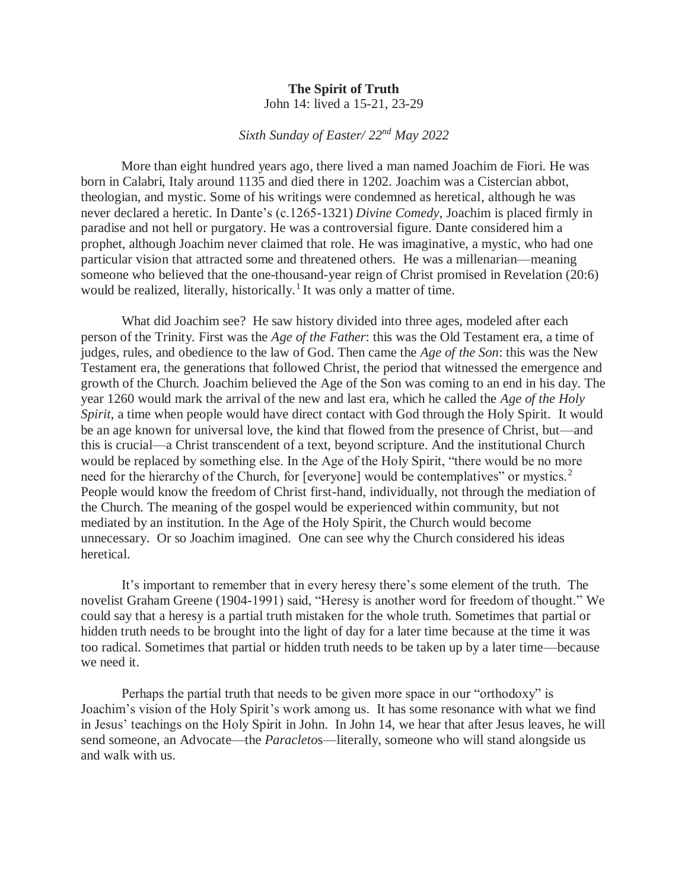**The Spirit of Truth**

John 14: lived a 15-21, 23-29

*Sixth Sunday of Easter/ 22nd May 2022*

More than eight hundred years ago, there lived a man named Joachim de Fiori. He was born in Calabri, Italy around 1135 and died there in 1202. Joachim was a Cistercian abbot, theologian, and mystic. Some of his writings were condemned as heretical, although he was never declared a heretic. In Dante's (c.1265-1321) *Divine Comedy*, Joachim is placed firmly in paradise and not hell or purgatory. He was a controversial figure. Dante considered him a prophet, although Joachim never claimed that role. He was imaginative, a mystic, who had one particular vision that attracted some and threatened others. He was a millenarian—meaning someone who believed that the one-thousand-year reign of Christ promised in Revelation (20:6) would be realized, literally, historically.[1] It was only a matter of time.

What did Joachim see? He saw history divided into three ages, modeled after each person of the Trinity. First was the *Age of the Father*: this was the Old Testament era, a time of judges, rules, and obedience to the law of God. Then came the *Age of the Son*: this was the New Testament era, the generations that followed Christ, the period that witnessed the emergence and growth of the Church. Joachim believed the Age of the Son was coming to an end in his day. The year 1260 would mark the arrival of the new and last era, which he called the *Age of the Holy Spirit*, a time when people would have direct contact with God through the Holy Spirit. It would be an age known for universal love, the kind that flowed from the presence of Christ, but—and this is crucial—a Christ transcendent of a text, beyond scripture. And the institutional Church would be replaced by something else. In the Age of the Holy Spirit, "there would be no more need for the hierarchy of the Church, for [everyone] would be contemplatives" or mystics.[2] People would know the freedom of Christ first-hand, individually, not through the mediation of the Church. The meaning of the gospel would be experienced within community, but not mediated by an institution. In the Age of the Holy Spirit, the Church would become unnecessary. Or so Joachim imagined. One can see why the Church considered his ideas heretical.

It's important to remember that in every heresy there's some element of the truth. The novelist Graham Greene (1904-1991) said, "Heresy is another word for freedom of thought." We could say that a heresy is a partial truth mistaken for the whole truth. Sometimes that partial or hidden truth needs to be brought into the light of day for a later time because at the time it was too radical. Sometimes that partial or hidden truth needs to be taken up by a later time—because we need it.

Perhaps the partial truth that needs to be given more space in our "orthodoxy" is Joachim's vision of the Holy Spirit's work among us. It has some resonance with what we find in Jesus' teachings on the Holy Spirit in John. In John 14, we hear that after Jesus leaves, he will send someone, an Advocate—the *Paracletos*—literally, someone who will stand alongside us and walk with us.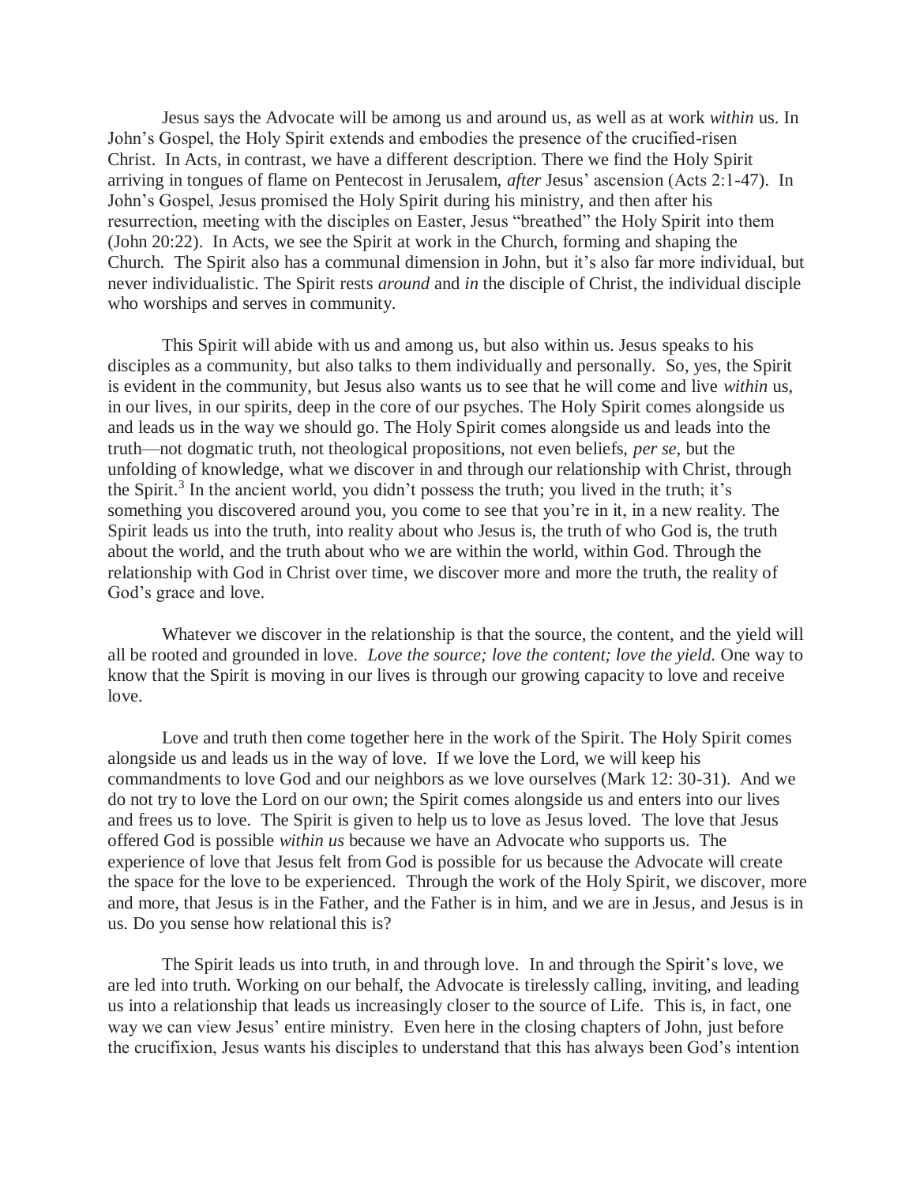Jesus says the Advocate will be among us and around us, as well as at work *within* us. In John's Gospel, the Holy Spirit extends and embodies the presence of the crucified-risen Christ. In Acts, in contrast, we have a different description. There we find the Holy Spirit arriving in tongues of flame on Pentecost in Jerusalem, *after* Jesus' ascension (Acts 2:1-47). In John's Gospel, Jesus promised the Holy Spirit during his ministry, and then after his resurrection, meeting with the disciples on Easter, Jesus "breathed" the Holy Spirit into them (John 20:22). In Acts, we see the Spirit at work in the Church, forming and shaping the Church. The Spirit also has a communal dimension in John, but it's also far more individual, but never individualistic. The Spirit rests *around* and *in* the disciple of Christ, the individual disciple who worships and serves in community.

This Spirit will abide with us and among us, but also within us. Jesus speaks to his disciples as a community, but also talks to them individually and personally. So, yes, the Spirit is evident in the community, but Jesus also wants us to see that he will come and live *within* us, in our lives, in our spirits, deep in the core of our psyches. The Holy Spirit comes alongside us and leads us in the way we should go. The Holy Spirit comes alongside us and leads into the truth—not dogmatic truth, not theological propositions, not even beliefs, *per se*, but the unfolding of knowledge, what we discover in and through our relationship with Christ, through the Spirit.[3] In the ancient world, you didn't possess the truth; you lived in the truth; it's something you discovered around you, you come to see that you're in it, in a new reality. The Spirit leads us into the truth, into reality about who Jesus is, the truth of who God is, the truth about the world, and the truth about who we are within the world, within God. Through the relationship with God in Christ over time, we discover more and more the truth, the reality of God's grace and love.

Whatever we discover in the relationship is that the source, the content, and the yield will all be rooted and grounded in love. *Love the source; love the content; love the yield.* One way to know that the Spirit is moving in our lives is through our growing capacity to love and receive love.

Love and truth then come together here in the work of the Spirit. The Holy Spirit comes alongside us and leads us in the way of love. If we love the Lord, we will keep his commandments to love God and our neighbors as we love ourselves (Mark 12: 30-31). And we do not try to love the Lord on our own; the Spirit comes alongside us and enters into our lives and frees us to love. The Spirit is given to help us to love as Jesus loved. The love that Jesus offered God is possible *within us* because we have an Advocate who supports us. The experience of love that Jesus felt from God is possible for us because the Advocate will create the space for the love to be experienced. Through the work of the Holy Spirit, we discover, more and more, that Jesus is in the Father, and the Father is in him, and we are in Jesus, and Jesus is in us. Do you sense how relational this is?

The Spirit leads us into truth, in and through love. In and through the Spirit's love, we are led into truth. Working on our behalf, the Advocate is tirelessly calling, inviting, and leading us into a relationship that leads us increasingly closer to the source of Life. This is, in fact, one way we can view Jesus' entire ministry. Even here in the closing chapters of John, just before the crucifixion, Jesus wants his disciples to understand that this has always been God's intention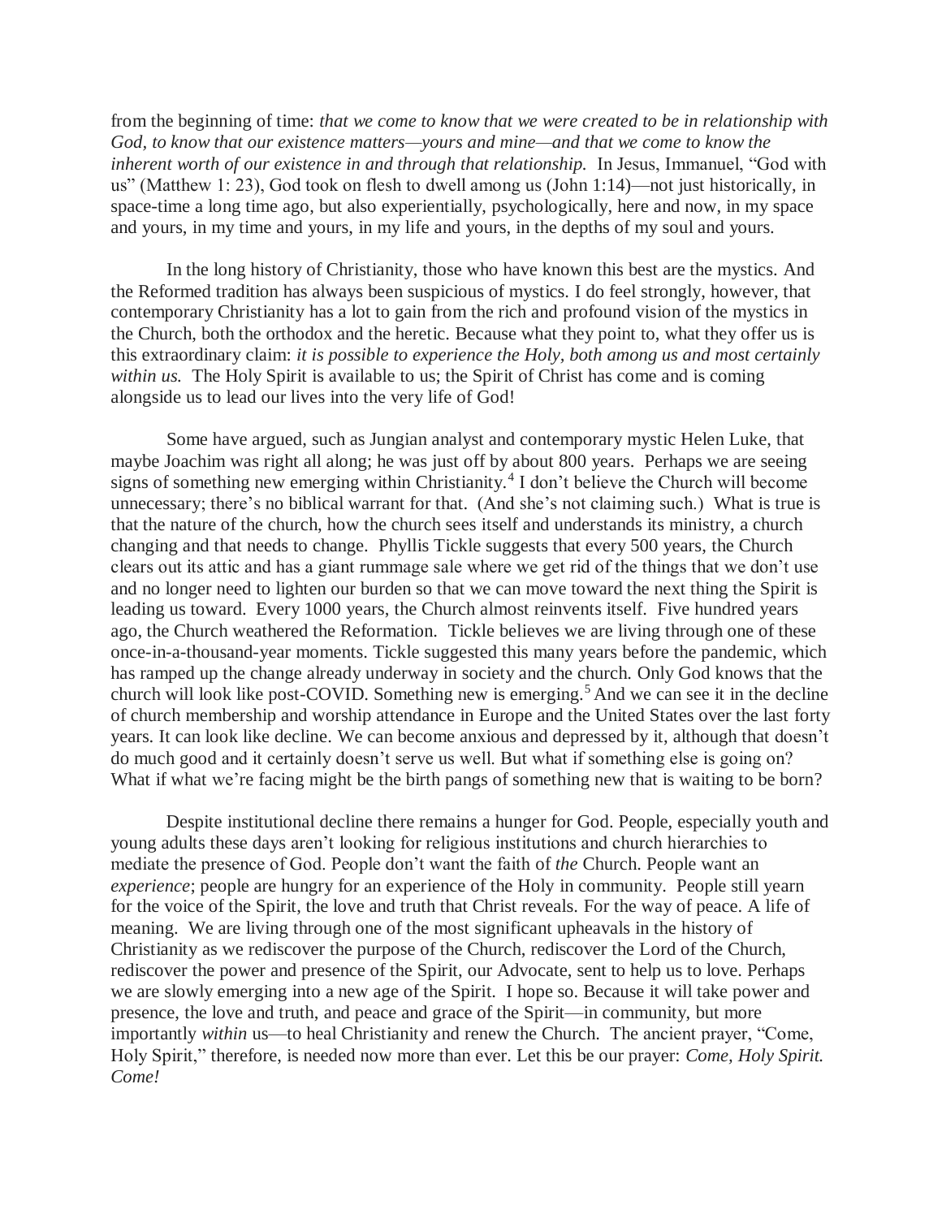from the beginning of time: *that we come to know that we were created to be in relationship with God, to know that our existence matters—yours and mine—and that we come to know the inherent worth of our existence in and through that relationship.* In Jesus, Immanuel, "God with us" (Matthew 1: 23), God took on flesh to dwell among us (John 1:14)—not just historically, in space-time a long time ago, but also experientially, psychologically, here and now, in my space and yours, in my time and yours, in my life and yours, in the depths of my soul and yours.

In the long history of Christianity, those who have known this best are the mystics. And the Reformed tradition has always been suspicious of mystics. I do feel strongly, however, that contemporary Christianity has a lot to gain from the rich and profound vision of the mystics in the Church, both the orthodox and the heretic. Because what they point to, what they offer us is this extraordinary claim: *it is possible to experience the Holy, both among us and most certainly within us.* The Holy Spirit is available to us; the Spirit of Christ has come and is coming alongside us to lead our lives into the very life of God!

Some have argued, such as Jungian analyst and contemporary mystic Helen Luke, that maybe Joachim was right all along; he was just off by about 800 years. Perhaps we are seeing signs of something new emerging within Christianity.[4] I don't believe the Church will become unnecessary; there's no biblical warrant for that. (And she's not claiming such.) What is true is that the nature of the church, how the church sees itself and understands its ministry, a church changing and that needs to change. Phyllis Tickle suggests that every 500 years, the Church clears out its attic and has a giant rummage sale where we get rid of the things that we don't use and no longer need to lighten our burden so that we can move toward the next thing the Spirit is leading us toward. Every 1000 years, the Church almost reinvents itself. Five hundred years ago, the Church weathered the Reformation. Tickle believes we are living through one of these once-in-a-thousand-year moments. Tickle suggested this many years before the pandemic, which has ramped up the change already underway in society and the church. Only God knows that the church will look like post-COVID. Something new is emerging.[5] And we can see it in the decline of church membership and worship attendance in Europe and the United States over the last forty years. It can look like decline. We can become anxious and depressed by it, although that doesn't do much good and it certainly doesn't serve us well. But what if something else is going on? What if what we're facing might be the birth pangs of something new that is waiting to be born?

Despite institutional decline there remains a hunger for God. People, especially youth and young adults these days aren't looking for religious institutions and church hierarchies to mediate the presence of God. People don't want the faith of *the* Church. People want an *experience*; people are hungry for an experience of the Holy in community. People still yearn for the voice of the Spirit, the love and truth that Christ reveals. For the way of peace. A life of meaning. We are living through one of the most significant upheavals in the history of Christianity as we rediscover the purpose of the Church, rediscover the Lord of the Church, rediscover the power and presence of the Spirit, our Advocate, sent to help us to love. Perhaps we are slowly emerging into a new age of the Spirit. I hope so. Because it will take power and presence, the love and truth, and peace and grace of the Spirit—in community, but more importantly *within* us—to heal Christianity and renew the Church. The ancient prayer, "Come, Holy Spirit," therefore, is needed now more than ever. Let this be our prayer: *Come, Holy Spirit. Come!*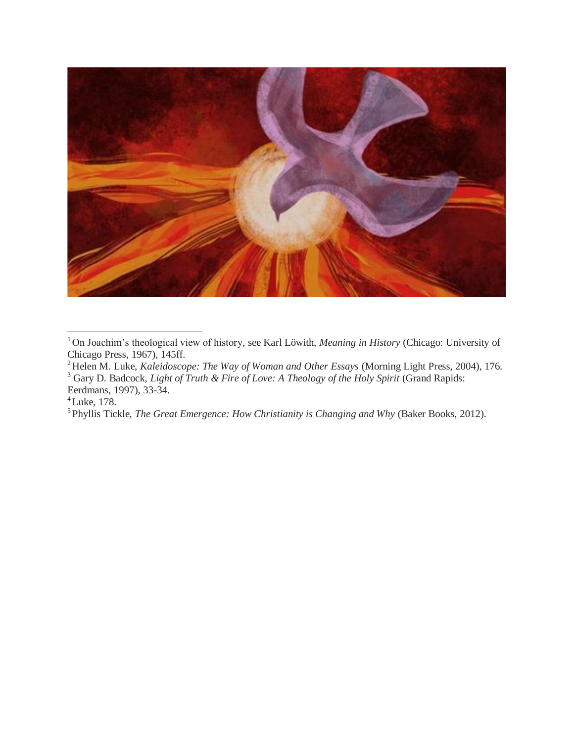[1] On Joachim's theological view of history, see Karl Löwith, *Meaning in History* (Chicago: University of Chicago Press, 1967), 145ff.

[2] Helen M. Luke, *Kaleidoscope: The Way of Woman and Other Essays* (Morning Light Press, 2004), 176.

[3] Gary D. Badcock, *Light of Truth & Fire of Love: A Theology of the Holy Spirit* (Grand Rapids: Eerdmans, 1997), 33-34.

[4] Luke, 178.

[5] Phyllis Tickle, *The Great Emergence: How Christianity is Changing and Why* (Baker Books, 2012).